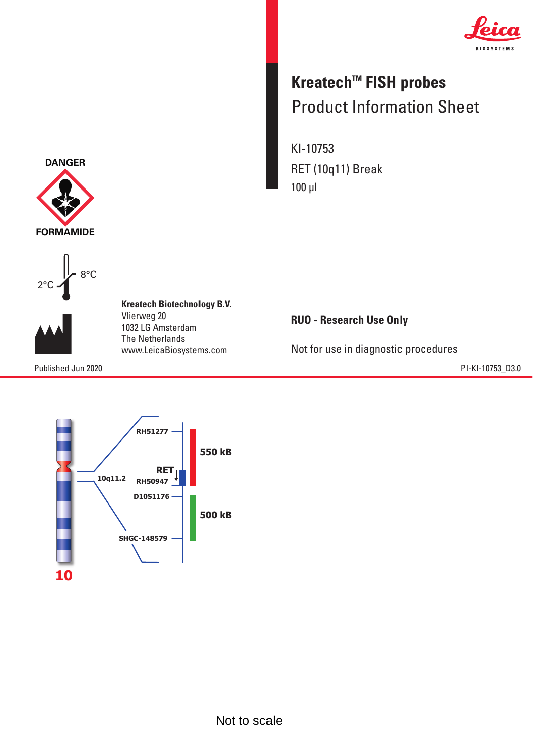# Kreatech™ FISH probes

## Product Information Sheet

KI-10753

RET (10q11) Break

100 µl

DANGER

FORMAMIDE

2°C 8°C

**Kreatech Biotechnology B.V.**
Vlierweg 20
1032 LG Amsterdam
The Netherlands
www.LeicaBiosystems.com

**RUO - Research Use Only**

Not for use in diagnostic procedures

Published Jun 2020

PI-KI-10753_D3.0

10q11.2

RH51277

RET

RH50947

D10S1176

SHGC-148579

550 kB

500 kB

10

Not to scale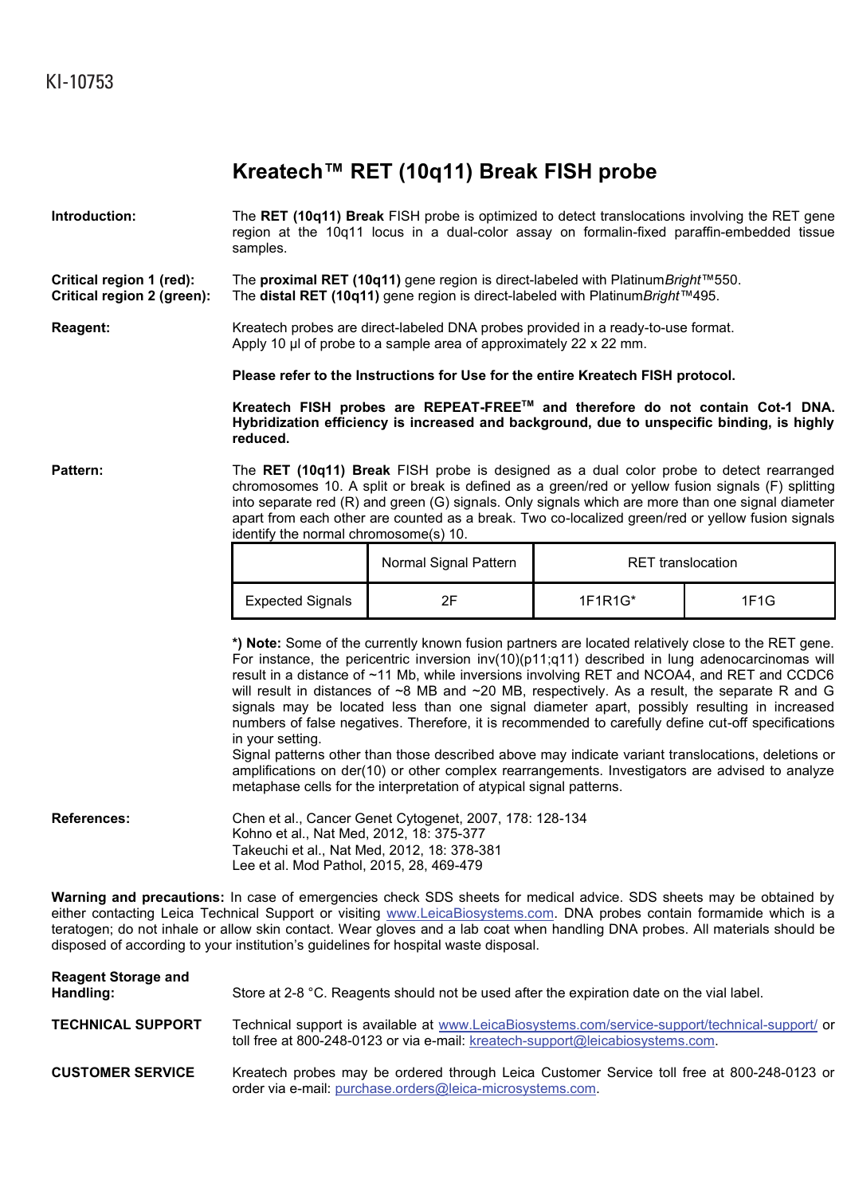KI-10753

# Kreatech™ RET (10q11) Break FISH probe

**Introduction:** The **RET (10q11) Break** FISH probe is optimized to detect translocations involving the RET gene region at the 10q11 locus in a dual-color assay on formalin-fixed paraffin-embedded tissue samples.

**Critical region 1 (red):** The **proximal RET (10q11)** gene region is direct-labeled with Platinum*Bright*™550.
**Critical region 2 (green):** The **distal RET (10q11)** gene region is direct-labeled with Platinum*Bright*™495.

**Reagent:** Kreatech probes are direct-labeled DNA probes provided in a ready-to-use format.
Apply 10 µl of probe to a sample area of approximately 22 x 22 mm.

**Please refer to the Instructions for Use for the entire Kreatech FISH protocol.**

**Kreatech FISH probes are REPEAT-FREE™ and therefore do not contain Cot-1 DNA. Hybridization efficiency is increased and background, due to unspecific binding, is highly reduced.**

**Pattern:** The **RET (10q11) Break** FISH probe is designed as a dual color probe to detect rearranged chromosomes 10. A split or break is defined as a green/red or yellow fusion signals (F) splitting into separate red (R) and green (G) signals. Only signals which are more than one signal diameter apart from each other are counted as a break. Two co-localized green/red or yellow fusion signals identify the normal chromosome(s) 10.

| | Normal Signal Pattern | RET translocation | |
|---|---|---|---|
| Expected Signals | 2F | 1F1R1G* | 1F1G |

***) Note:** Some of the currently known fusion partners are located relatively close to the RET gene. For instance, the pericentric inversion inv(10)(p11;q11) described in lung adenocarcinomas will result in a distance of ~11 Mb, while inversions involving RET and NCOA4, and RET and CCDC6 will result in distances of ~8 MB and ~20 MB, respectively. As a result, the separate R and G signals may be located less than one signal diameter apart, possibly resulting in increased numbers of false negatives. Therefore, it is recommended to carefully define cut-off specifications in your setting.
Signal patterns other than those described above may indicate variant translocations, deletions or amplifications on der(10) or other complex rearrangements. Investigators are advised to analyze metaphase cells for the interpretation of atypical signal patterns.

**References:**
Chen et al., Cancer Genet Cytogenet, 2007, 178: 128-134
Kohno et al., Nat Med, 2012, 18: 375-377
Takeuchi et al., Nat Med, 2012, 18: 378-381
Lee et al. Mod Pathol, 2015, 28, 469-479

**Warning and precautions:** In case of emergencies check SDS sheets for medical advice. SDS sheets may be obtained by either contacting Leica Technical Support or visiting www.LeicaBiosystems.com. DNA probes contain formamide which is a teratogen; do not inhale or allow skin contact. Wear gloves and a lab coat when handling DNA probes. All materials should be disposed of according to your institution's guidelines for hospital waste disposal.

**Reagent Storage and Handling:** Store at 2-8 °C. Reagents should not be used after the expiration date on the vial label.

**TECHNICAL SUPPORT** Technical support is available at www.LeicaBiosystems.com/service-support/technical-support/ or toll free at 800-248-0123 or via e-mail: kreatech-support@leicabiosystems.com.

**CUSTOMER SERVICE** Kreatech probes may be ordered through Leica Customer Service toll free at 800-248-0123 or order via e-mail: purchase.orders@leica-microsystems.com.